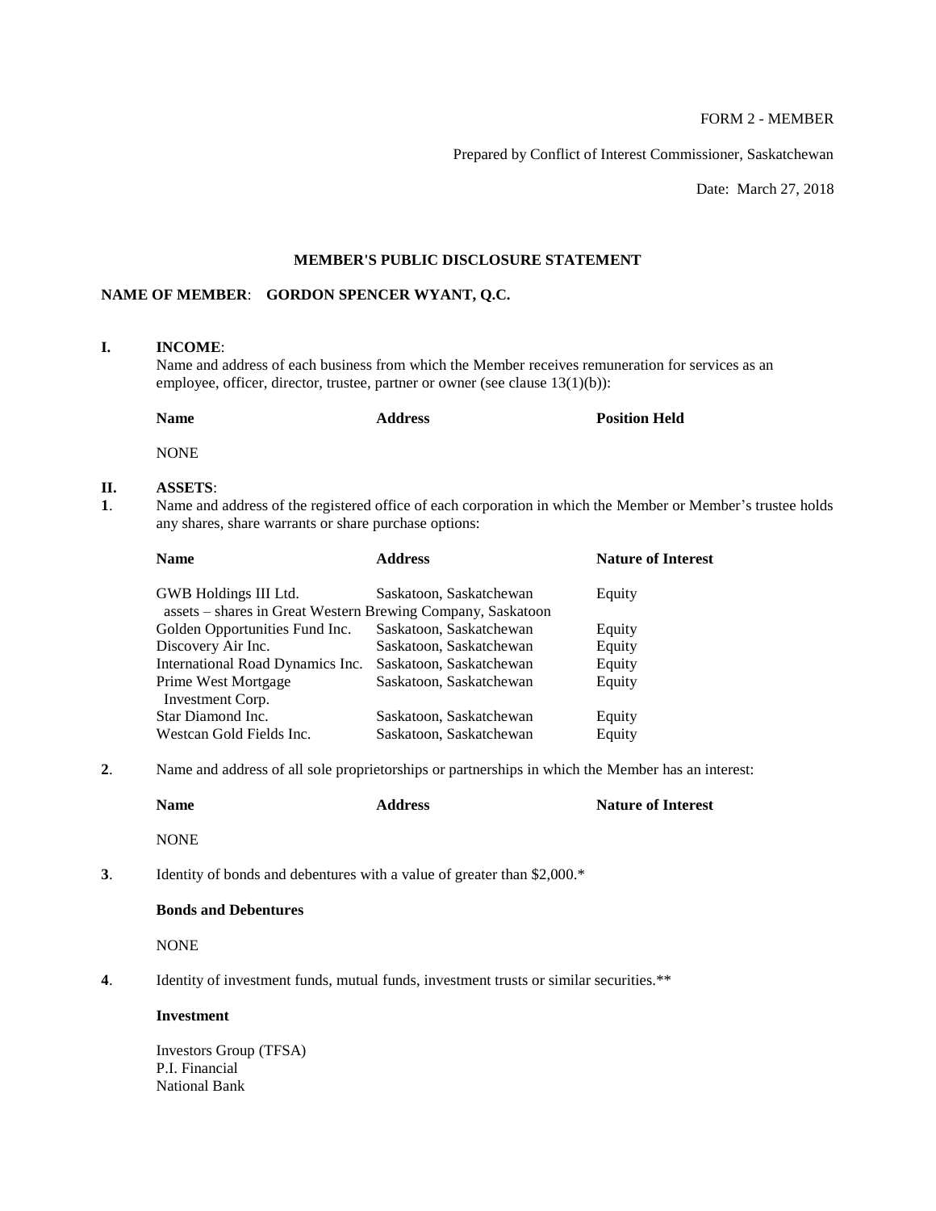FORM 2 - MEMBER

Prepared by Conflict of Interest Commissioner, Saskatchewan

Date: March 27, 2018

## MEMBER'S PUBLIC DISCLOSURE STATEMENT

**NAME OF MEMBER**: **GORDON SPENCER WYANT, Q.C.**

**I. INCOME**:

Name and address of each business from which the Member receives remuneration for services as an employee, officer, director, trustee, partner or owner (see clause 13(1)(b)):

| Name | Address | Position Held |
|---|---|---|
| NONE | | |

**II. ASSETS**:

**1**. Name and address of the registered office of each corporation in which the Member or Member's trustee holds any shares, share warrants or share purchase options:

| Name | Address | Nature of Interest |
|---|---|---|
| GWB Holdings III Ltd. | Saskatoon, Saskatchewan | Equity |
| assets – shares in Great Western Brewing Company, Saskatoon | | |
| Golden Opportunities Fund Inc. | Saskatoon, Saskatchewan | Equity |
| Discovery Air Inc. | Saskatoon, Saskatchewan | Equity |
| International Road Dynamics Inc. | Saskatoon, Saskatchewan | Equity |
| Prime West Mortgage Investment Corp. | Saskatoon, Saskatchewan | Equity |
| Star Diamond Inc. | Saskatoon, Saskatchewan | Equity |
| Westcan Gold Fields Inc. | Saskatoon, Saskatchewan | Equity |

**2**. Name and address of all sole proprietorships or partnerships in which the Member has an interest:

| Name | Address | Nature of Interest |
|---|---|---|
| NONE | | |

**3**. Identity of bonds and debentures with a value of greater than $2,000.*

**Bonds and Debentures**

NONE

**4**. Identity of investment funds, mutual funds, investment trusts or similar securities.**

**Investment**

Investors Group (TFSA)
P.I. Financial
National Bank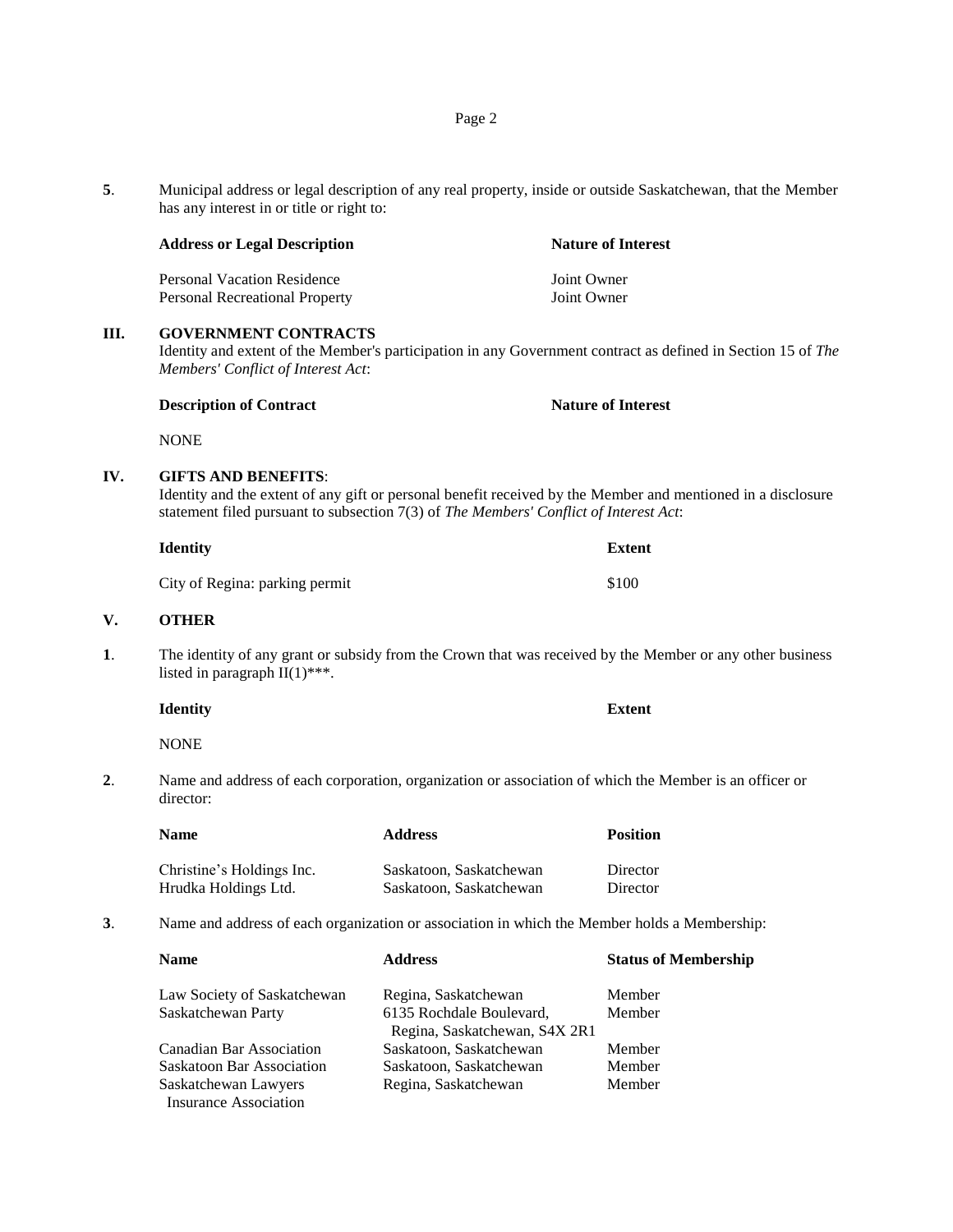**5**. Municipal address or legal description of any real property, inside or outside Saskatchewan, that the Member has any interest in or title or right to:

| Address or Legal Description | Nature of Interest |
| --- | --- |
| Personal Vacation Residence | Joint Owner |
| Personal Recreational Property | Joint Owner |

## III. GOVERNMENT CONTRACTS

Identity and extent of the Member's participation in any Government contract as defined in Section 15 of *The Members' Conflict of Interest Act*:

| Description of Contract | Nature of Interest |
| --- | --- |
| NONE | |

## IV. GIFTS AND BENEFITS:

Identity and the extent of any gift or personal benefit received by the Member and mentioned in a disclosure statement filed pursuant to subsection 7(3) of *The Members' Conflict of Interest Act*:

| Identity | Extent |
| --- | --- |
| City of Regina: parking permit | $100 |

## V. OTHER

**1**. The identity of any grant or subsidy from the Crown that was received by the Member or any other business listed in paragraph II(1)***.

| Identity | Extent |
| --- | --- |
| NONE | |

**2**. Name and address of each corporation, organization or association of which the Member is an officer or director:

| Name | Address | Position |
| --- | --- | --- |
| Christine's Holdings Inc. | Saskatoon, Saskatchewan | Director |
| Hrudka Holdings Ltd. | Saskatoon, Saskatchewan | Director |

**3**. Name and address of each organization or association in which the Member holds a Membership:

| Name | Address | Status of Membership |
| --- | --- | --- |
| Law Society of Saskatchewan | Regina, Saskatchewan | Member |
| Saskatchewan Party | 6135 Rochdale Boulevard, Regina, Saskatchewan, S4X 2R1 | Member |
| Canadian Bar Association | Saskatoon, Saskatchewan | Member |
| Saskatoon Bar Association | Saskatoon, Saskatchewan | Member |
| Saskatchewan Lawyers Insurance Association | Regina, Saskatchewan | Member |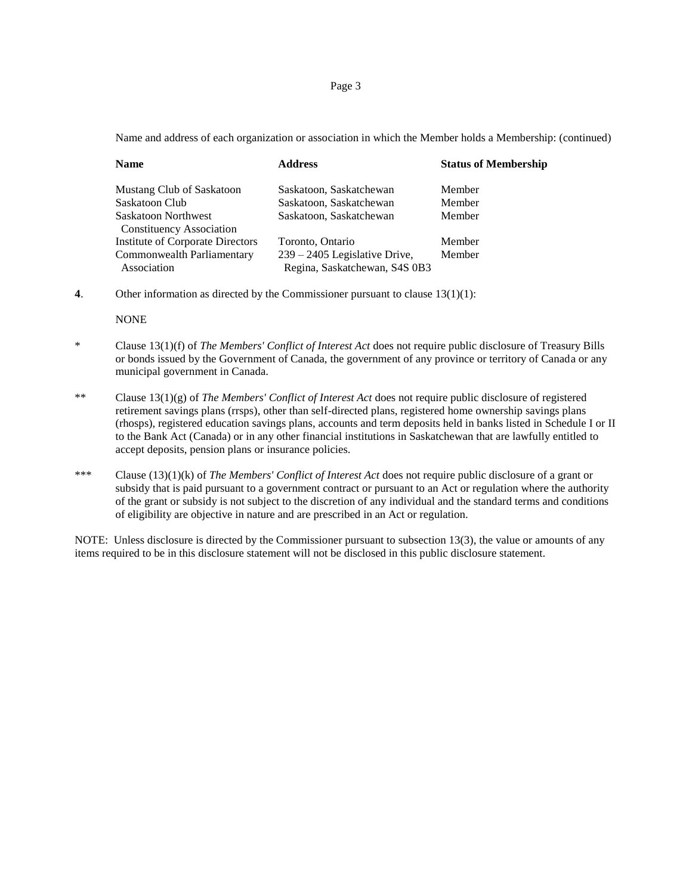Name and address of each organization or association in which the Member holds a Membership: (continued)

| Name | Address | Status of Membership |
|---|---|---|
| Mustang Club of Saskatoon | Saskatoon, Saskatchewan | Member |
| Saskatoon Club | Saskatoon, Saskatchewan | Member |
| Saskatoon Northwest Constituency Association | Saskatoon, Saskatchewan | Member |
| Institute of Corporate Directors | Toronto, Ontario | Member |
| Commonwealth Parliamentary Association | 239 – 2405 Legislative Drive, Regina, Saskatchewan, S4S 0B3 | Member |

**4**. Other information as directed by the Commissioner pursuant to clause 13(1)(1):

NONE

\* Clause 13(1)(f) of *The Members' Conflict of Interest Act* does not require public disclosure of Treasury Bills or bonds issued by the Government of Canada, the government of any province or territory of Canada or any municipal government in Canada.

\*\* Clause 13(1)(g) of *The Members' Conflict of Interest Act* does not require public disclosure of registered retirement savings plans (rrsps), other than self-directed plans, registered home ownership savings plans (rhosps), registered education savings plans, accounts and term deposits held in banks listed in Schedule I or II to the Bank Act (Canada) or in any other financial institutions in Saskatchewan that are lawfully entitled to accept deposits, pension plans or insurance policies.

\*\*\* Clause (13)(1)(k) of *The Members' Conflict of Interest Act* does not require public disclosure of a grant or subsidy that is paid pursuant to a government contract or pursuant to an Act or regulation where the authority of the grant or subsidy is not subject to the discretion of any individual and the standard terms and conditions of eligibility are objective in nature and are prescribed in an Act or regulation.

NOTE: Unless disclosure is directed by the Commissioner pursuant to subsection 13(3), the value or amounts of any items required to be in this disclosure statement will not be disclosed in this public disclosure statement.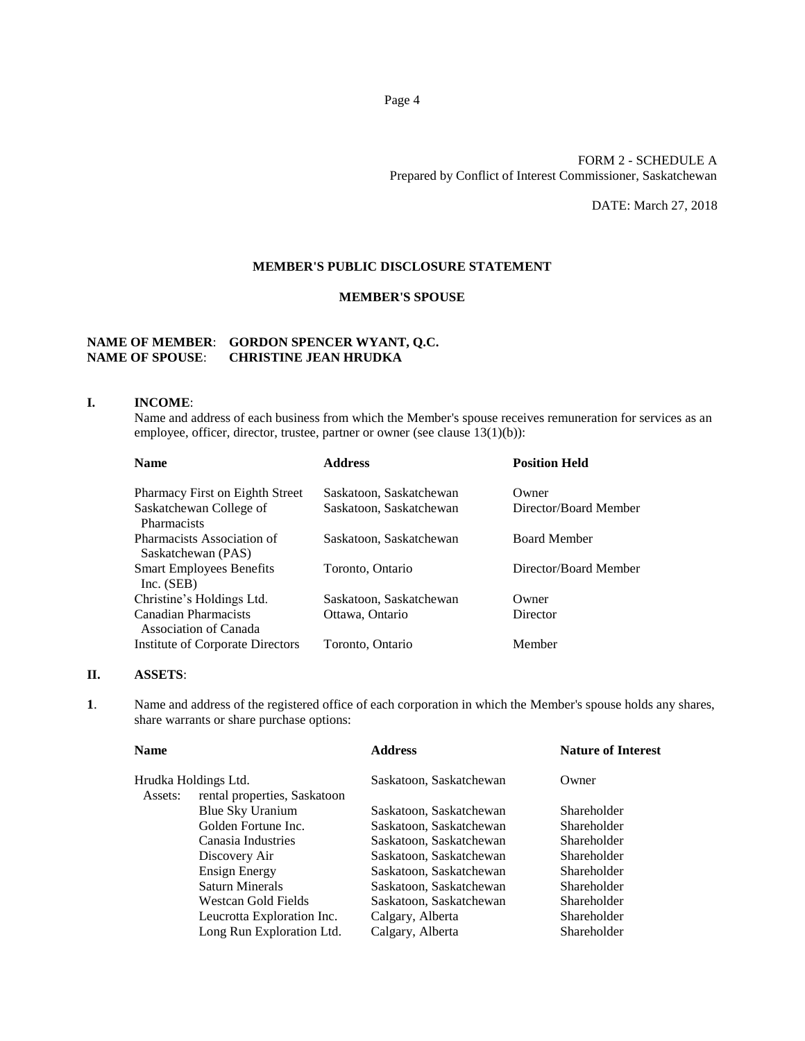FORM 2 - SCHEDULE A
Prepared by Conflict of Interest Commissioner, Saskatchewan

DATE: March 27, 2018

## MEMBER'S PUBLIC DISCLOSURE STATEMENT

### MEMBER'S SPOUSE

**NAME OF MEMBER**: **GORDON SPENCER WYANT, Q.C.**
**NAME OF SPOUSE**: **CHRISTINE JEAN HRUDKA**

**I. INCOME**:

Name and address of each business from which the Member's spouse receives remuneration for services as an employee, officer, director, trustee, partner or owner (see clause 13(1)(b)):

| Name | Address | Position Held |
|---|---|---|
| Pharmacy First on Eighth Street | Saskatoon, Saskatchewan | Owner |
| Saskatchewan College of Pharmacists | Saskatoon, Saskatchewan | Director/Board Member |
| Pharmacists Association of Saskatchewan (PAS) | Saskatoon, Saskatchewan | Board Member |
| Smart Employees Benefits Inc. (SEB) | Toronto, Ontario | Director/Board Member |
| Christine's Holdings Ltd. | Saskatoon, Saskatchewan | Owner |
| Canadian Pharmacists Association of Canada | Ottawa, Ontario | Director |
| Institute of Corporate Directors | Toronto, Ontario | Member |

**II. ASSETS**:

**1**. Name and address of the registered office of each corporation in which the Member's spouse holds any shares, share warrants or share purchase options:

| Name | Address | Nature of Interest |
|---|---|---|
| Hrudka Holdings Ltd. | Saskatoon, Saskatchewan | Owner |
| Assets: rental properties, Saskatoon | | |
| Blue Sky Uranium | Saskatoon, Saskatchewan | Shareholder |
| Golden Fortune Inc. | Saskatoon, Saskatchewan | Shareholder |
| Canasia Industries | Saskatoon, Saskatchewan | Shareholder |
| Discovery Air | Saskatoon, Saskatchewan | Shareholder |
| Ensign Energy | Saskatoon, Saskatchewan | Shareholder |
| Saturn Minerals | Saskatoon, Saskatchewan | Shareholder |
| Westcan Gold Fields | Saskatoon, Saskatchewan | Shareholder |
| Leucrotta Exploration Inc. | Calgary, Alberta | Shareholder |
| Long Run Exploration Ltd. | Calgary, Alberta | Shareholder |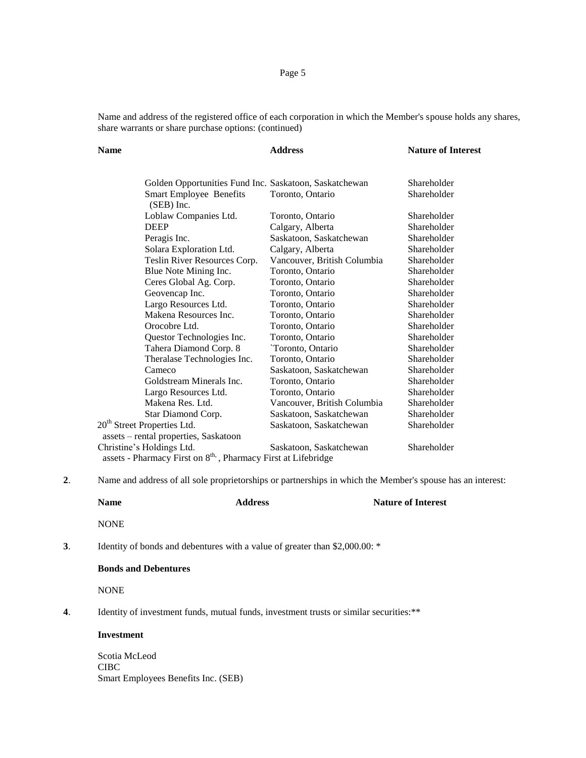Name and address of the registered office of each corporation in which the Member's spouse holds any shares, share warrants or share purchase options: (continued)

| Name | Address | Nature of Interest |
|---|---|---|
| Golden Opportunities Fund Inc. | Saskatoon, Saskatchewan | Shareholder |
| Smart Employee Benefits (SEB) Inc. | Toronto, Ontario | Shareholder |
| Loblaw Companies Ltd. | Toronto, Ontario | Shareholder |
| DEEP | Calgary, Alberta | Shareholder |
| Peragis Inc. | Saskatoon, Saskatchewan | Shareholder |
| Solara Exploration Ltd. | Calgary, Alberta | Shareholder |
| Teslin River Resources Corp. | Vancouver, British Columbia | Shareholder |
| Blue Note Mining Inc. | Toronto, Ontario | Shareholder |
| Ceres Global Ag. Corp. | Toronto, Ontario | Shareholder |
| Geovencap Inc. | Toronto, Ontario | Shareholder |
| Largo Resources Ltd. | Toronto, Ontario | Shareholder |
| Makena Resources Inc. | Toronto, Ontario | Shareholder |
| Orocobre Ltd. | Toronto, Ontario | Shareholder |
| Questor Technologies Inc. | Toronto, Ontario | Shareholder |
| Tahera Diamond Corp. 8 | `Toronto, Ontario | Shareholder |
| Theralase Technologies Inc. | Toronto, Ontario | Shareholder |
| Cameco | Saskatoon, Saskatchewan | Shareholder |
| Goldstream Minerals Inc. | Toronto, Ontario | Shareholder |
| Largo Resources Ltd. | Toronto, Ontario | Shareholder |
| Makena Res. Ltd. | Vancouver, British Columbia | Shareholder |
| Star Diamond Corp. | Saskatoon, Saskatchewan | Shareholder |
| 20th Street Properties Ltd. assets – rental properties, Saskatoon | Saskatoon, Saskatchewan | Shareholder |
| Christine's Holdings Ltd. assets - Pharmacy First on 8th, , Pharmacy First at Lifebridge | Saskatoon, Saskatchewan | Shareholder |

**2**. Name and address of all sole proprietorships or partnerships in which the Member's spouse has an interest:

| Name | Address | Nature of Interest |
|---|---|---|
| NONE | | |

**3**. Identity of bonds and debentures with a value of greater than $2,000.00: *

**Bonds and Debentures**

NONE

**4**. Identity of investment funds, mutual funds, investment trusts or similar securities:**

**Investment**

Scotia McLeod
CIBC
Smart Employees Benefits Inc. (SEB)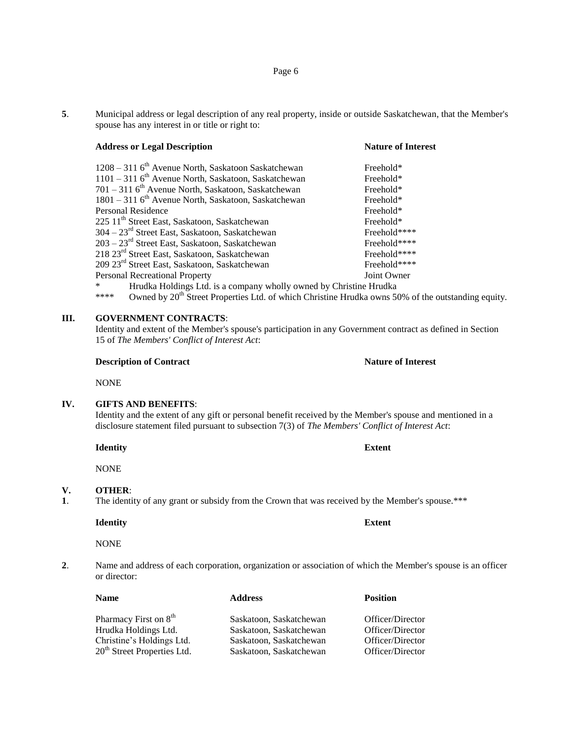**5**. Municipal address or legal description of any real property, inside or outside Saskatchewan, that the Member's spouse has any interest in or title or right to:

| Address or Legal Description | Nature of Interest |
|---|---|
| 1208 – 311 6th Avenue North, Saskatoon Saskatchewan | Freehold* |
| 1101 – 311 6th Avenue North, Saskatoon, Saskatchewan | Freehold* |
| 701 – 311 6th Avenue North, Saskatoon, Saskatchewan | Freehold* |
| 1801 – 311 6th Avenue North, Saskatoon, Saskatchewan | Freehold* |
| Personal Residence | Freehold* |
| 225 11th Street East, Saskatoon, Saskatchewan | Freehold* |
| 304 – 23rd Street East, Saskatoon, Saskatchewan | Freehold**** |
| 203 – 23rd Street East, Saskatoon, Saskatchewan | Freehold**** |
| 218 23rd Street East, Saskatoon, Saskatchewan | Freehold**** |
| 209 23rd Street East, Saskatoon, Saskatchewan | Freehold**** |
| Personal Recreational Property | Joint Owner |

\* Hrudka Holdings Ltd. is a company wholly owned by Christine Hrudka

**** Owned by 20th Street Properties Ltd. of which Christine Hrudka owns 50% of the outstanding equity.

## III. GOVERNMENT CONTRACTS:

Identity and extent of the Member's spouse's participation in any Government contract as defined in Section 15 of *The Members' Conflict of Interest Act*:

| Description of Contract | Nature of Interest |
|---|---|
| NONE | |

## IV. GIFTS AND BENEFITS:

Identity and the extent of any gift or personal benefit received by the Member's spouse and mentioned in a disclosure statement filed pursuant to subsection 7(3) of *The Members' Conflict of Interest Act*:

| Identity | Extent |
|---|---|
| NONE | |

## V. OTHER:

**1**. The identity of any grant or subsidy from the Crown that was received by the Member's spouse.***

| Identity | Extent |
|---|---|
| NONE | |

**2**. Name and address of each corporation, organization or association of which the Member's spouse is an officer or director:

| Name | Address | Position |
|---|---|---|
| Pharmacy First on 8th | Saskatoon, Saskatchewan | Officer/Director |
| Hrudka Holdings Ltd. | Saskatoon, Saskatchewan | Officer/Director |
| Christine's Holdings Ltd. | Saskatoon, Saskatchewan | Officer/Director |
| 20th Street Properties Ltd. | Saskatoon, Saskatchewan | Officer/Director |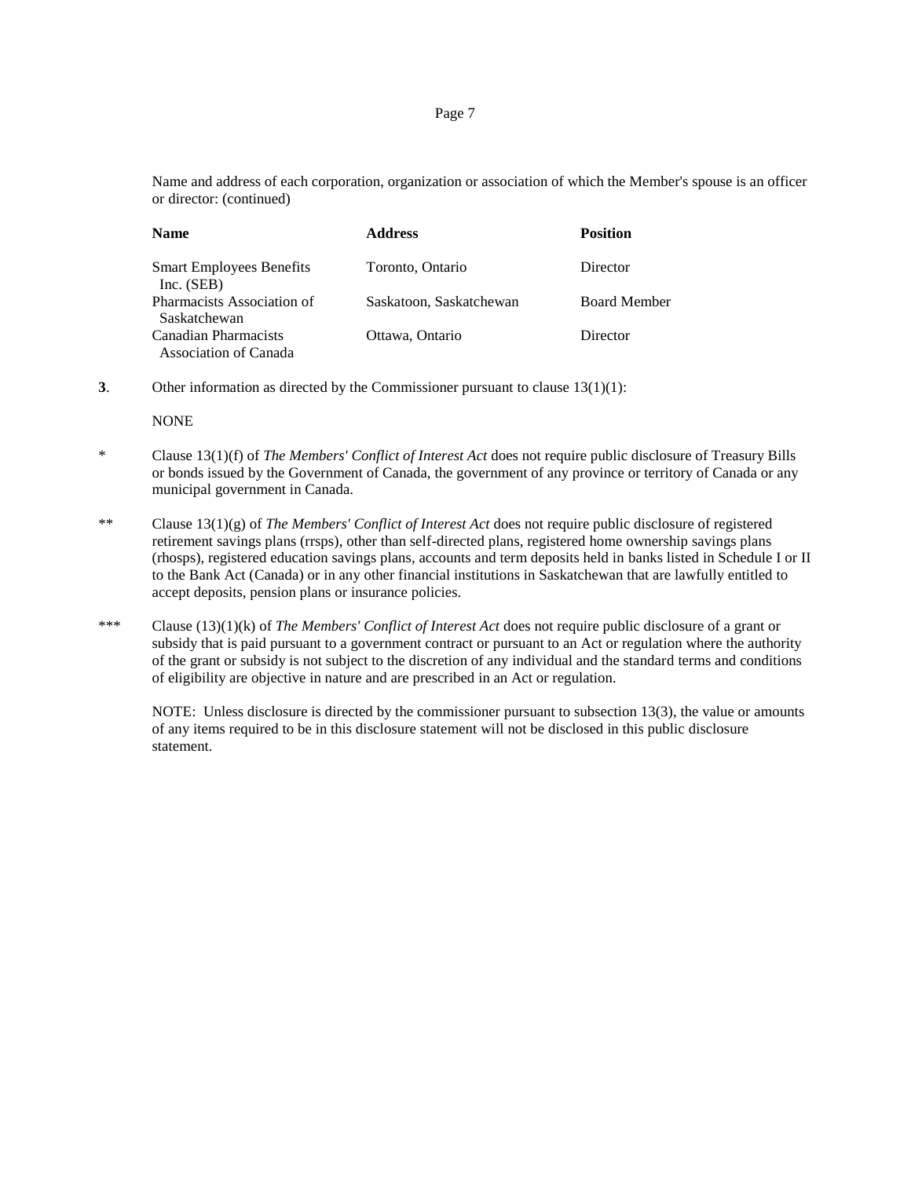Name and address of each corporation, organization or association of which the Member's spouse is an officer or director: (continued)

| **Name** | **Address** | **Position** |
| --- | --- | --- |
| Smart Employees Benefits Inc. (SEB) | Toronto, Ontario | Director |
| Pharmacists Association of Saskatchewan | Saskatoon, Saskatchewan | Board Member |
| Canadian Pharmacists Association of Canada | Ottawa, Ontario | Director |

**3**. Other information as directed by the Commissioner pursuant to clause 13(1)(l):

NONE

\* Clause 13(1)(f) of *The Members' Conflict of Interest Act* does not require public disclosure of Treasury Bills or bonds issued by the Government of Canada, the government of any province or territory of Canada or any municipal government in Canada.

\*\* Clause 13(1)(g) of *The Members' Conflict of Interest Act* does not require public disclosure of registered retirement savings plans (rrsps), other than self-directed plans, registered home ownership savings plans (rhosps), registered education savings plans, accounts and term deposits held in banks listed in Schedule I or II to the Bank Act (Canada) or in any other financial institutions in Saskatchewan that are lawfully entitled to accept deposits, pension plans or insurance policies.

\*\*\* Clause (13)(1)(k) of *The Members' Conflict of Interest Act* does not require public disclosure of a grant or subsidy that is paid pursuant to a government contract or pursuant to an Act or regulation where the authority of the grant or subsidy is not subject to the discretion of any individual and the standard terms and conditions of eligibility are objective in nature and are prescribed in an Act or regulation.

NOTE: Unless disclosure is directed by the commissioner pursuant to subsection 13(3), the value or amounts of any items required to be in this disclosure statement will not be disclosed in this public disclosure statement.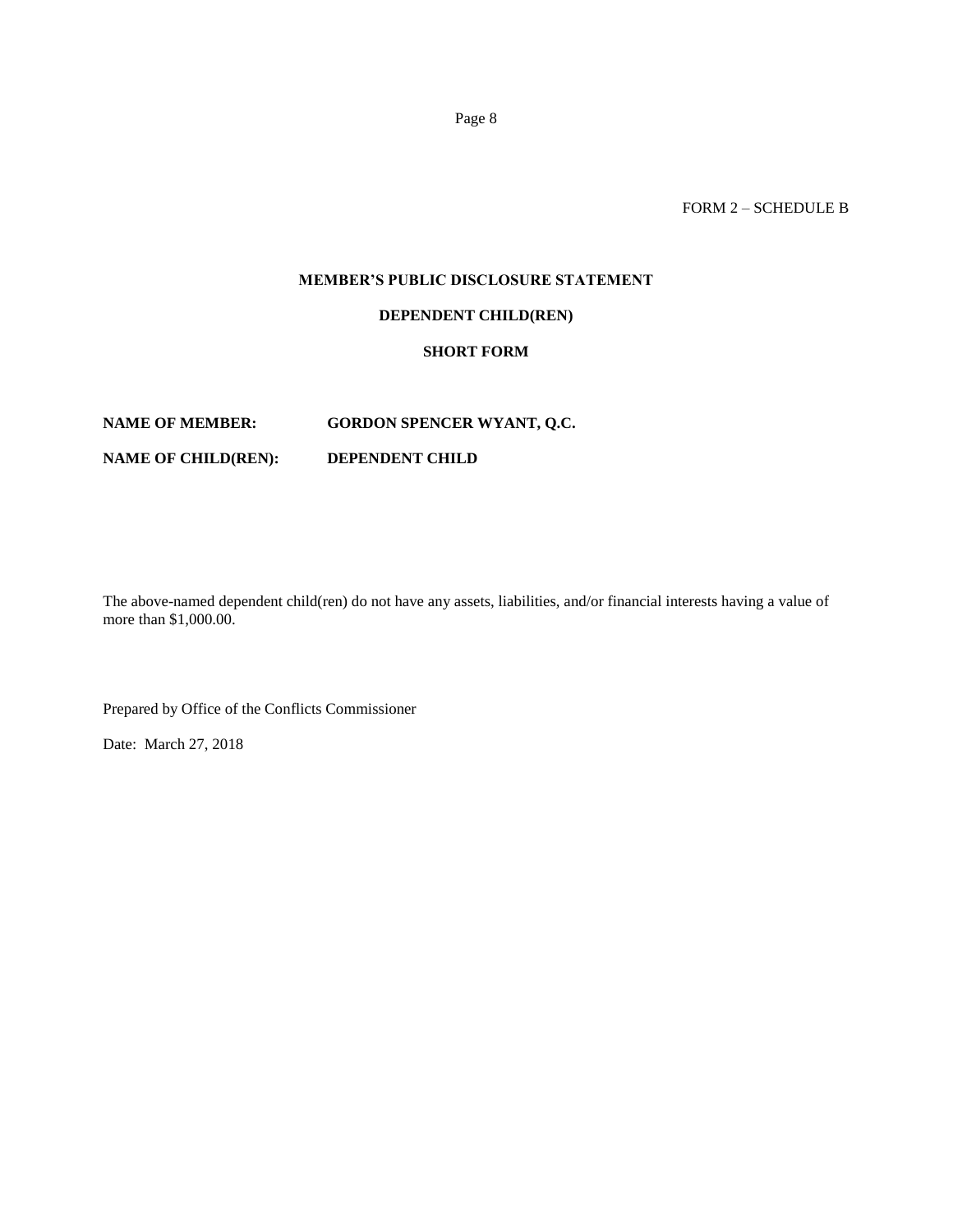FORM 2 – SCHEDULE B

**MEMBER'S PUBLIC DISCLOSURE STATEMENT**

**DEPENDENT CHILD(REN)**

**SHORT FORM**

**NAME OF MEMBER:** **GORDON SPENCER WYANT, Q.C.**

**NAME OF CHILD(REN):** **DEPENDENT CHILD**

The above-named dependent child(ren) do not have any assets, liabilities, and/or financial interests having a value of more than $1,000.00.

Prepared by Office of the Conflicts Commissioner

Date: March 27, 2018